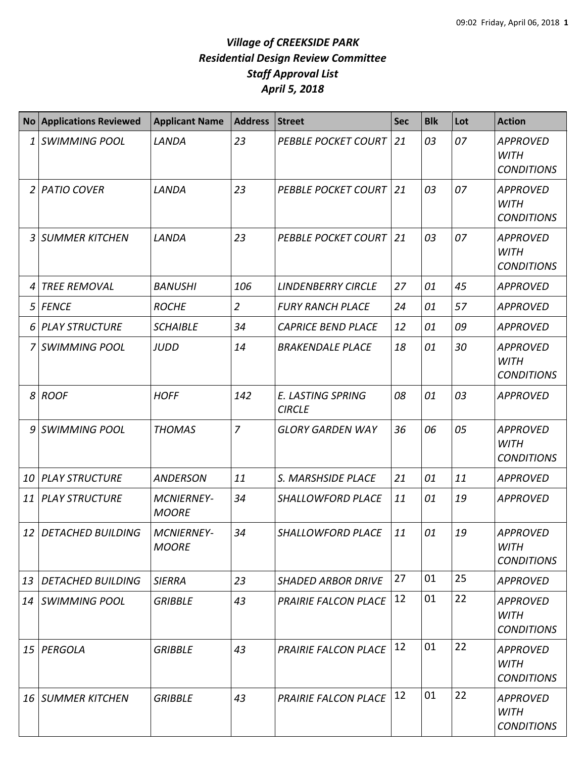# *Village of CREEKSIDE PARK*
## *Residential Design Review Committee*
## *Staff Approval List*
## *April 5, 2018*

| No | Applications Reviewed | Applicant Name | Address | Street | Sec | Blk | Lot | Action |
|---|---|---|---|---|---|---|---|---|
| 1 | SWIMMING POOL | LANDA | 23 | PEBBLE POCKET COURT | 21 | 03 | 07 | APPROVED WITH CONDITIONS |
| 2 | PATIO COVER | LANDA | 23 | PEBBLE POCKET COURT | 21 | 03 | 07 | APPROVED WITH CONDITIONS |
| 3 | SUMMER KITCHEN | LANDA | 23 | PEBBLE POCKET COURT | 21 | 03 | 07 | APPROVED WITH CONDITIONS |
| 4 | TREE REMOVAL | BANUSHI | 106 | LINDENBERRY CIRCLE | 27 | 01 | 45 | APPROVED |
| 5 | FENCE | ROCHE | 2 | FURY RANCH PLACE | 24 | 01 | 57 | APPROVED |
| 6 | PLAY STRUCTURE | SCHAIBLE | 34 | CAPRICE BEND PLACE | 12 | 01 | 09 | APPROVED |
| 7 | SWIMMING POOL | JUDD | 14 | BRAKENDALE PLACE | 18 | 01 | 30 | APPROVED WITH CONDITIONS |
| 8 | ROOF | HOFF | 142 | E. LASTING SPRING CIRCLE | 08 | 01 | 03 | APPROVED |
| 9 | SWIMMING POOL | THOMAS | 7 | GLORY GARDEN WAY | 36 | 06 | 05 | APPROVED WITH CONDITIONS |
| 10 | PLAY STRUCTURE | ANDERSON | 11 | S. MARSHSIDE PLACE | 21 | 01 | 11 | APPROVED |
| 11 | PLAY STRUCTURE | MCNIERNEY-MOORE | 34 | SHALLOWFORD PLACE | 11 | 01 | 19 | APPROVED |
| 12 | DETACHED BUILDING | MCNIERNEY-MOORE | 34 | SHALLOWFORD PLACE | 11 | 01 | 19 | APPROVED WITH CONDITIONS |
| 13 | DETACHED BUILDING | SIERRA | 23 | SHADED ARBOR DRIVE | 27 | 01 | 25 | APPROVED |
| 14 | SWIMMING POOL | GRIBBLE | 43 | PRAIRIE FALCON PLACE | 12 | 01 | 22 | APPROVED WITH CONDITIONS |
| 15 | PERGOLA | GRIBBLE | 43 | PRAIRIE FALCON PLACE | 12 | 01 | 22 | APPROVED WITH CONDITIONS |
| 16 | SUMMER KITCHEN | GRIBBLE | 43 | PRAIRIE FALCON PLACE | 12 | 01 | 22 | APPROVED WITH CONDITIONS |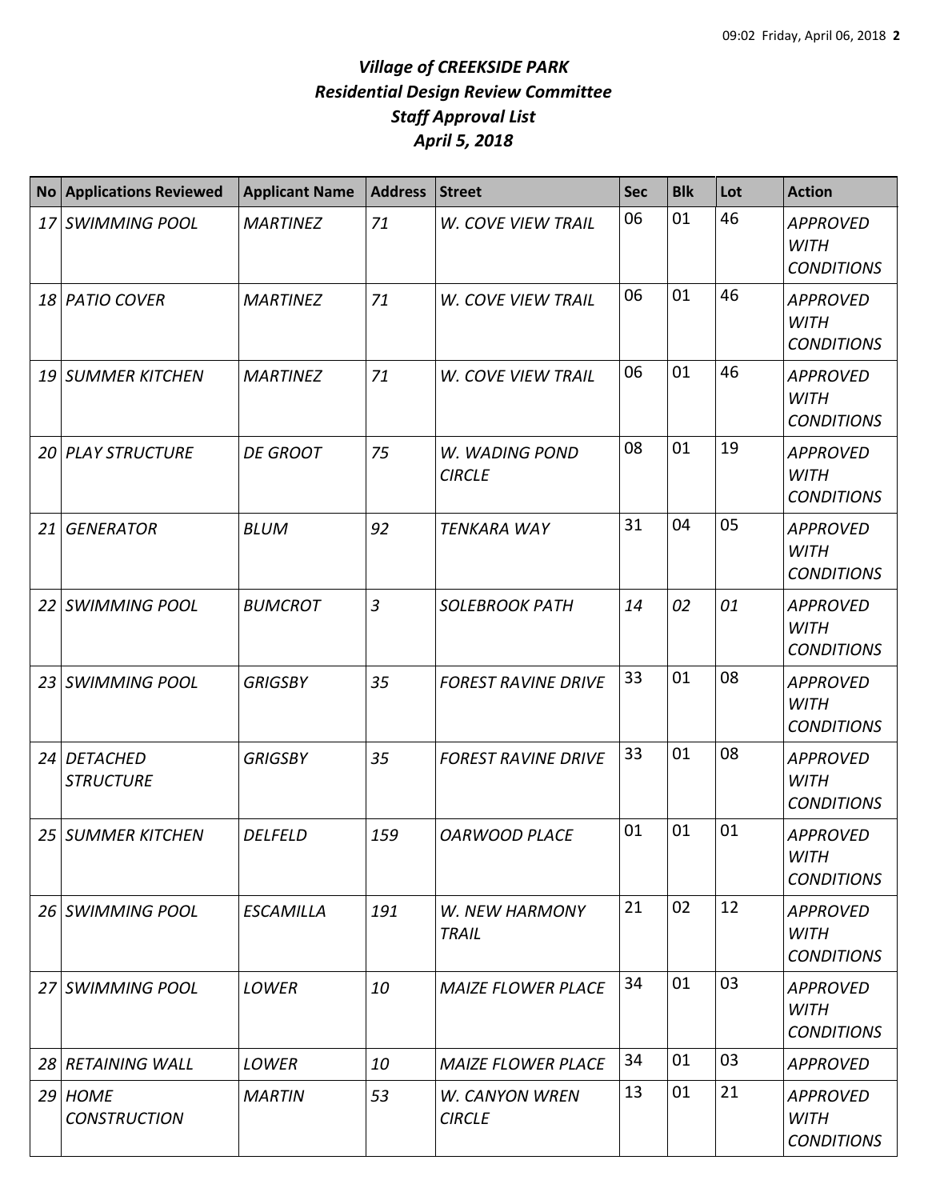# *Village of CREEKSIDE PARK*
## *Residential Design Review Committee*
## *Staff Approval List*
## *April 5, 2018*

| No | Applications Reviewed | Applicant Name | Address | Street | Sec | Blk | Lot | Action |
|---|---|---|---|---|---|---|---|---|
| 17 | SWIMMING POOL | MARTINEZ | 71 | W. COVE VIEW TRAIL | 06 | 01 | 46 | APPROVED WITH CONDITIONS |
| 18 | PATIO COVER | MARTINEZ | 71 | W. COVE VIEW TRAIL | 06 | 01 | 46 | APPROVED WITH CONDITIONS |
| 19 | SUMMER KITCHEN | MARTINEZ | 71 | W. COVE VIEW TRAIL | 06 | 01 | 46 | APPROVED WITH CONDITIONS |
| 20 | PLAY STRUCTURE | DE GROOT | 75 | W. WADING POND CIRCLE | 08 | 01 | 19 | APPROVED WITH CONDITIONS |
| 21 | GENERATOR | BLUM | 92 | TENKARA WAY | 31 | 04 | 05 | APPROVED WITH CONDITIONS |
| 22 | SWIMMING POOL | BUMCROT | 3 | SOLEBROOK PATH | 14 | 02 | 01 | APPROVED WITH CONDITIONS |
| 23 | SWIMMING POOL | GRIGSBY | 35 | FOREST RAVINE DRIVE | 33 | 01 | 08 | APPROVED WITH CONDITIONS |
| 24 | DETACHED STRUCTURE | GRIGSBY | 35 | FOREST RAVINE DRIVE | 33 | 01 | 08 | APPROVED WITH CONDITIONS |
| 25 | SUMMER KITCHEN | DELFELD | 159 | OARWOOD PLACE | 01 | 01 | 01 | APPROVED WITH CONDITIONS |
| 26 | SWIMMING POOL | ESCAMILLA | 191 | W. NEW HARMONY TRAIL | 21 | 02 | 12 | APPROVED WITH CONDITIONS |
| 27 | SWIMMING POOL | LOWER | 10 | MAIZE FLOWER PLACE | 34 | 01 | 03 | APPROVED WITH CONDITIONS |
| 28 | RETAINING WALL | LOWER | 10 | MAIZE FLOWER PLACE | 34 | 01 | 03 | APPROVED |
| 29 | HOME CONSTRUCTION | MARTIN | 53 | W. CANYON WREN CIRCLE | 13 | 01 | 21 | APPROVED WITH CONDITIONS |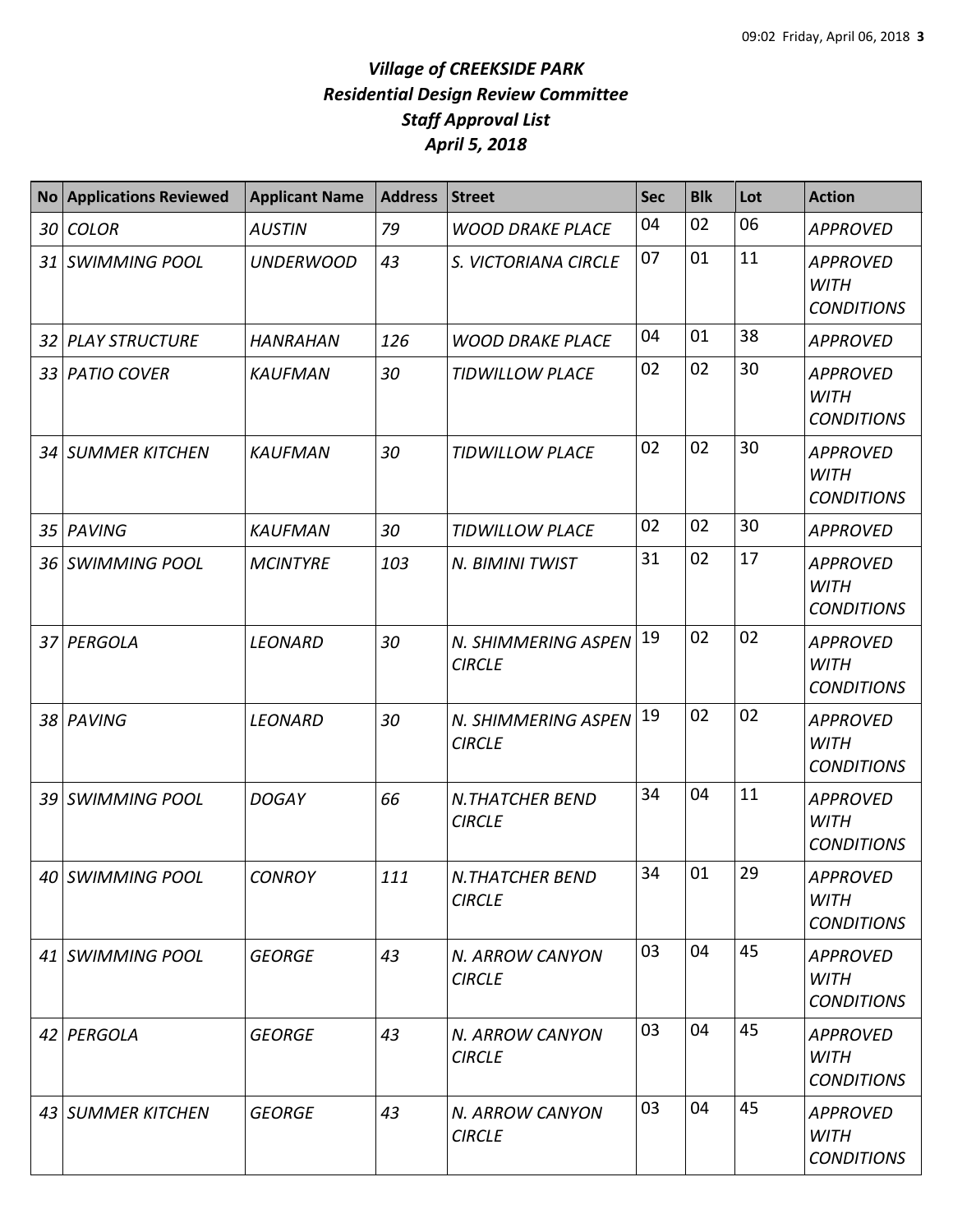***Village of CREEKSIDE PARK***
***Residential Design Review Committee***
***Staff Approval List***
***April 5, 2018***

| No | Applications Reviewed | Applicant Name | Address | Street | Sec | Blk | Lot | Action |
|---|---|---|---|---|---|---|---|---|
| *30* | *COLOR* | *AUSTIN* | *79* | *WOOD DRAKE PLACE* | 04 | 02 | 06 | *APPROVED* |
| *31* | *SWIMMING POOL* | *UNDERWOOD* | *43* | *S. VICTORIANA CIRCLE* | 07 | 01 | 11 | *APPROVED WITH CONDITIONS* |
| *32* | *PLAY STRUCTURE* | *HANRAHAN* | *126* | *WOOD DRAKE PLACE* | 04 | 01 | 38 | *APPROVED* |
| *33* | *PATIO COVER* | *KAUFMAN* | *30* | *TIDWILLOW PLACE* | 02 | 02 | 30 | *APPROVED WITH CONDITIONS* |
| *34* | *SUMMER KITCHEN* | *KAUFMAN* | *30* | *TIDWILLOW PLACE* | 02 | 02 | 30 | *APPROVED WITH CONDITIONS* |
| *35* | *PAVING* | *KAUFMAN* | *30* | *TIDWILLOW PLACE* | 02 | 02 | 30 | *APPROVED* |
| *36* | *SWIMMING POOL* | *MCINTYRE* | *103* | *N. BIMINI TWIST* | 31 | 02 | 17 | *APPROVED WITH CONDITIONS* |
| *37* | *PERGOLA* | *LEONARD* | *30* | *N. SHIMMERING ASPEN CIRCLE* | 19 | 02 | 02 | *APPROVED WITH CONDITIONS* |
| *38* | *PAVING* | *LEONARD* | *30* | *N. SHIMMERING ASPEN CIRCLE* | 19 | 02 | 02 | *APPROVED WITH CONDITIONS* |
| *39* | *SWIMMING POOL* | *DOGAY* | *66* | *N.THATCHER BEND CIRCLE* | 34 | 04 | 11 | *APPROVED WITH CONDITIONS* |
| *40* | *SWIMMING POOL* | *CONROY* | *111* | *N.THATCHER BEND CIRCLE* | 34 | 01 | 29 | *APPROVED WITH CONDITIONS* |
| *41* | *SWIMMING POOL* | *GEORGE* | *43* | *N. ARROW CANYON CIRCLE* | 03 | 04 | 45 | *APPROVED WITH CONDITIONS* |
| *42* | *PERGOLA* | *GEORGE* | *43* | *N. ARROW CANYON CIRCLE* | 03 | 04 | 45 | *APPROVED WITH CONDITIONS* |
| *43* | *SUMMER KITCHEN* | *GEORGE* | *43* | *N. ARROW CANYON CIRCLE* | 03 | 04 | 45 | *APPROVED WITH CONDITIONS* |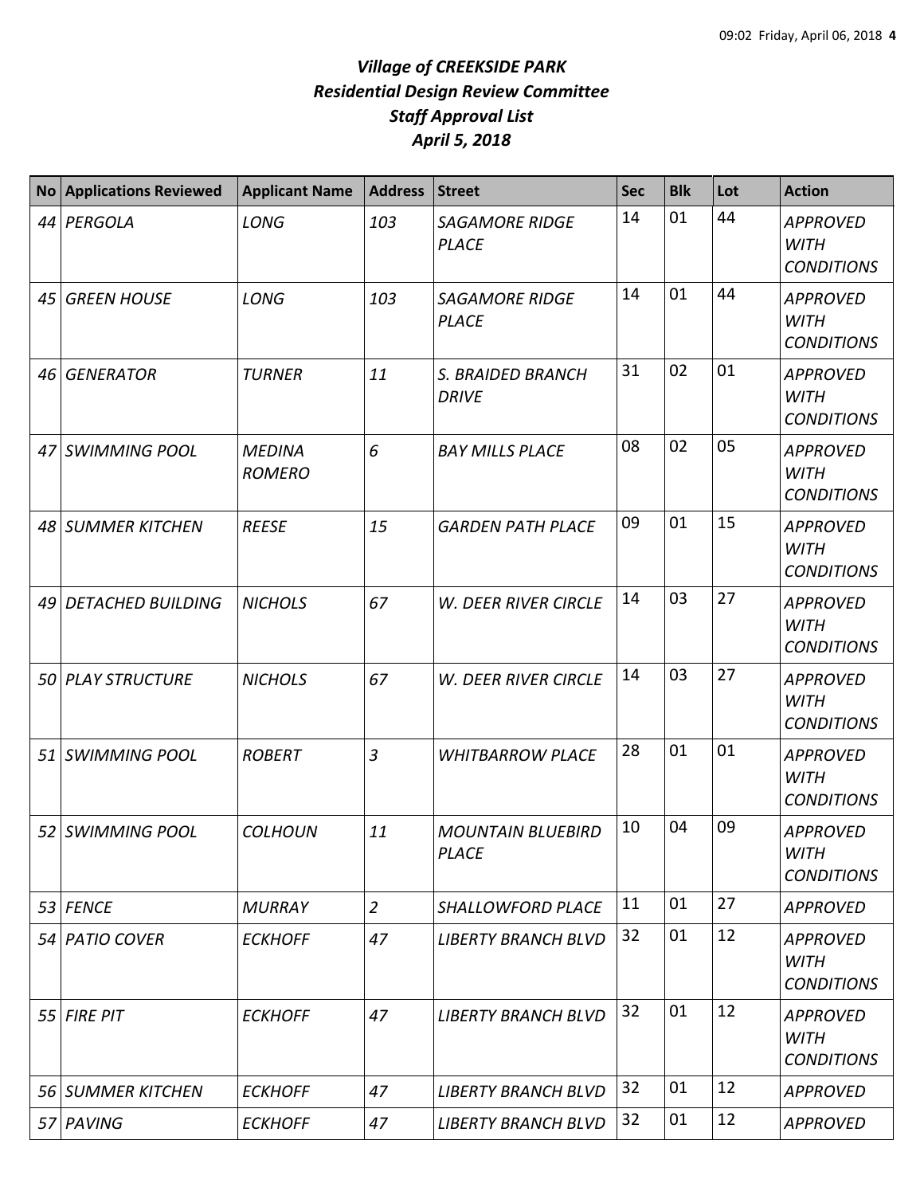# *Village of CREEKSIDE PARK*
# *Residential Design Review Committee*
# *Staff Approval List*
# *April 5, 2018*

| No | Applications Reviewed | Applicant Name | Address | Street | Sec | Blk | Lot | Action |
|---|---|---|---|---|---|---|---|---|
| *44* | *PERGOLA* | *LONG* | *103* | *SAGAMORE RIDGE PLACE* | 14 | 01 | 44 | *APPROVED WITH CONDITIONS* |
| *45* | *GREEN HOUSE* | *LONG* | *103* | *SAGAMORE RIDGE PLACE* | 14 | 01 | 44 | *APPROVED WITH CONDITIONS* |
| *46* | *GENERATOR* | *TURNER* | *11* | *S. BRAIDED BRANCH DRIVE* | 31 | 02 | 01 | *APPROVED WITH CONDITIONS* |
| *47* | *SWIMMING POOL* | *MEDINA ROMERO* | *6* | *BAY MILLS PLACE* | 08 | 02 | 05 | *APPROVED WITH CONDITIONS* |
| *48* | *SUMMER KITCHEN* | *REESE* | *15* | *GARDEN PATH PLACE* | 09 | 01 | 15 | *APPROVED WITH CONDITIONS* |
| *49* | *DETACHED BUILDING* | *NICHOLS* | *67* | *W. DEER RIVER CIRCLE* | 14 | 03 | 27 | *APPROVED WITH CONDITIONS* |
| *50* | *PLAY STRUCTURE* | *NICHOLS* | *67* | *W. DEER RIVER CIRCLE* | 14 | 03 | 27 | *APPROVED WITH CONDITIONS* |
| *51* | *SWIMMING POOL* | *ROBERT* | *3* | *WHITBARROW PLACE* | 28 | 01 | 01 | *APPROVED WITH CONDITIONS* |
| *52* | *SWIMMING POOL* | *COLHOUN* | *11* | *MOUNTAIN BLUEBIRD PLACE* | 10 | 04 | 09 | *APPROVED WITH CONDITIONS* |
| *53* | *FENCE* | *MURRAY* | *2* | *SHALLOWFORD PLACE* | 11 | 01 | 27 | *APPROVED* |
| *54* | *PATIO COVER* | *ECKHOFF* | *47* | *LIBERTY BRANCH BLVD* | 32 | 01 | 12 | *APPROVED WITH CONDITIONS* |
| *55* | *FIRE PIT* | *ECKHOFF* | *47* | *LIBERTY BRANCH BLVD* | 32 | 01 | 12 | *APPROVED WITH CONDITIONS* |
| *56* | *SUMMER KITCHEN* | *ECKHOFF* | *47* | *LIBERTY BRANCH BLVD* | 32 | 01 | 12 | *APPROVED* |
| *57* | *PAVING* | *ECKHOFF* | *47* | *LIBERTY BRANCH BLVD* | 32 | 01 | 12 | *APPROVED* |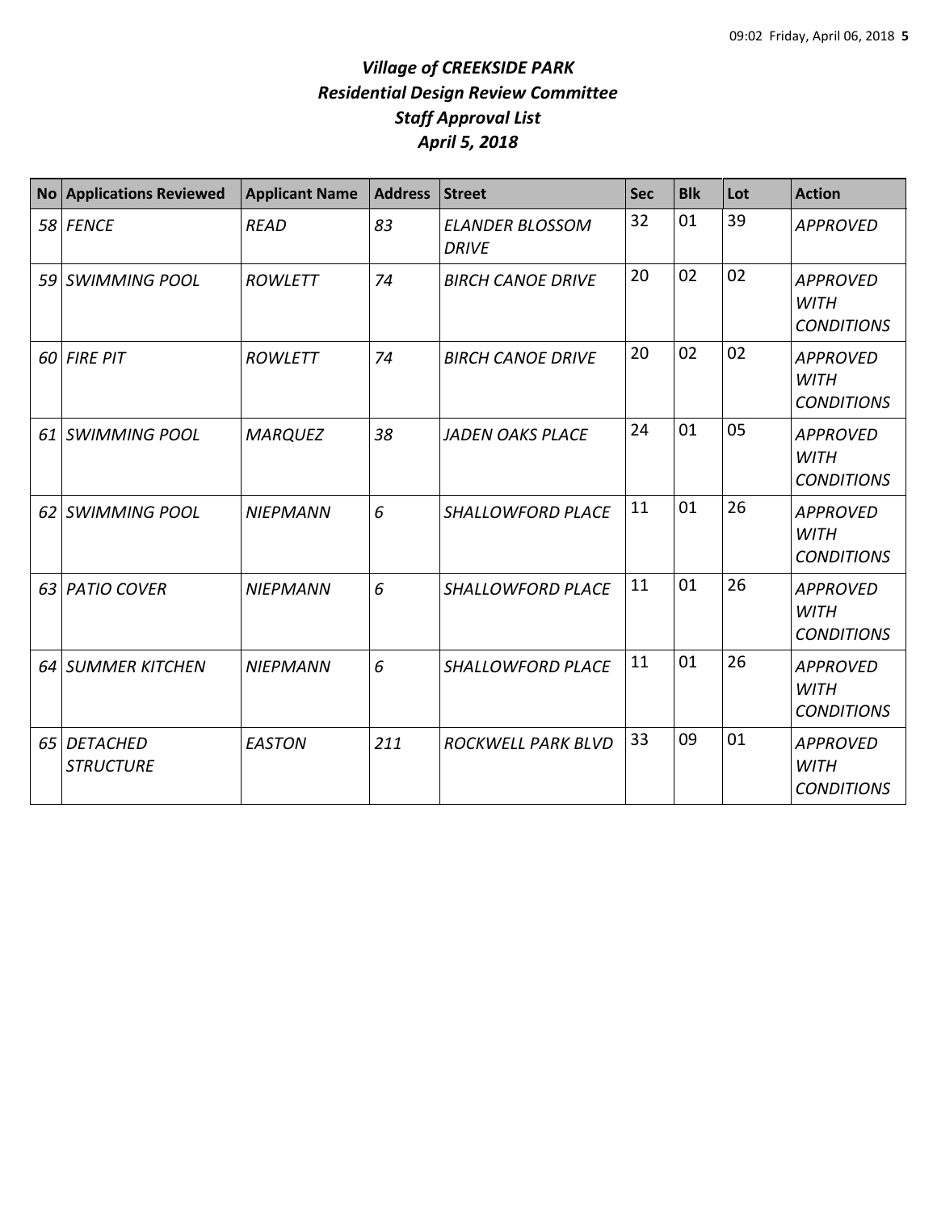# *Village of CREEKSIDE PARK*
## *Residential Design Review Committee*
## *Staff Approval List*
## *April 5, 2018*

| No | Applications Reviewed | Applicant Name | Address | Street | Sec | Blk | Lot | Action |
|---|---|---|---|---|---|---|---|---|
| 58 | FENCE | READ | 83 | ELANDER BLOSSOM DRIVE | 32 | 01 | 39 | APPROVED |
| 59 | SWIMMING POOL | ROWLETT | 74 | BIRCH CANOE DRIVE | 20 | 02 | 02 | APPROVED WITH CONDITIONS |
| 60 | FIRE PIT | ROWLETT | 74 | BIRCH CANOE DRIVE | 20 | 02 | 02 | APPROVED WITH CONDITIONS |
| 61 | SWIMMING POOL | MARQUEZ | 38 | JADEN OAKS PLACE | 24 | 01 | 05 | APPROVED WITH CONDITIONS |
| 62 | SWIMMING POOL | NIEPMANN | 6 | SHALLOWFORD PLACE | 11 | 01 | 26 | APPROVED WITH CONDITIONS |
| 63 | PATIO COVER | NIEPMANN | 6 | SHALLOWFORD PLACE | 11 | 01 | 26 | APPROVED WITH CONDITIONS |
| 64 | SUMMER KITCHEN | NIEPMANN | 6 | SHALLOWFORD PLACE | 11 | 01 | 26 | APPROVED WITH CONDITIONS |
| 65 | DETACHED STRUCTURE | EASTON | 211 | ROCKWELL PARK BLVD | 33 | 09 | 01 | APPROVED WITH CONDITIONS |